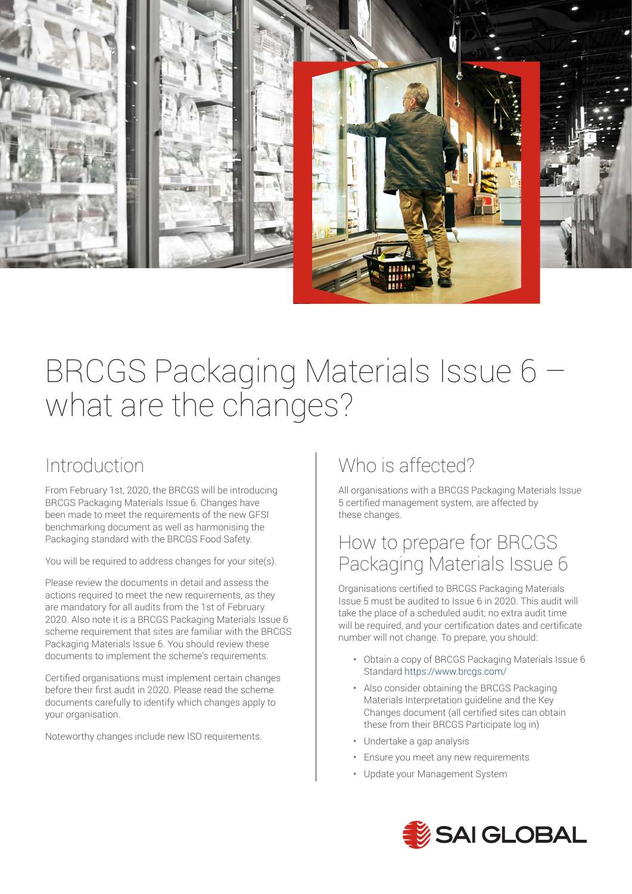# BRCGS Packaging Materials Issue 6 – what are the changes?

## Introduction

From February 1st, 2020, the BRCGS will be introducing BRCGS Packaging Materials Issue 6. Changes have been made to meet the requirements of the new GFSI benchmarking document as well as harmonising the Packaging standard with the BRCGS Food Safety.

You will be required to address changes for your site(s).

Please review the documents in detail and assess the actions required to meet the new requirements, as they are mandatory for all audits from the 1st of February 2020. Also note it is a BRCGS Packaging Materials Issue 6 scheme requirement that sites are familiar with the BRCGS Packaging Materials Issue 6. You should review these documents to implement the scheme's requirements.

Certified organisations must implement certain changes before their first audit in 2020. Please read the scheme documents carefully to identify which changes apply to your organisation.

Noteworthy changes include new ISO requirements.

## Who is affected?

All organisations with a BRCGS Packaging Materials Issue 5 certified management system, are affected by these changes.

## How to prepare for BRCGS Packaging Materials Issue 6

Organisations certified to BRCGS Packaging Materials Issue 5 must be audited to Issue 6 in 2020. This audit will take the place of a scheduled audit; no extra audit time will be required, and your certification dates and certificate number will not change. To prepare, you should:

- Obtain a copy of BRCGS Packaging Materials Issue 6 Standard https://www.brcgs.com/
- Also consider obtaining the BRCGS Packaging Materials Interpretation guideline and the Key Changes document (all certified sites can obtain these from their BRCGS Participate log in)
- Undertake a gap analysis
- Ensure you meet any new requirements
- Update your Management System

SAI GLOBAL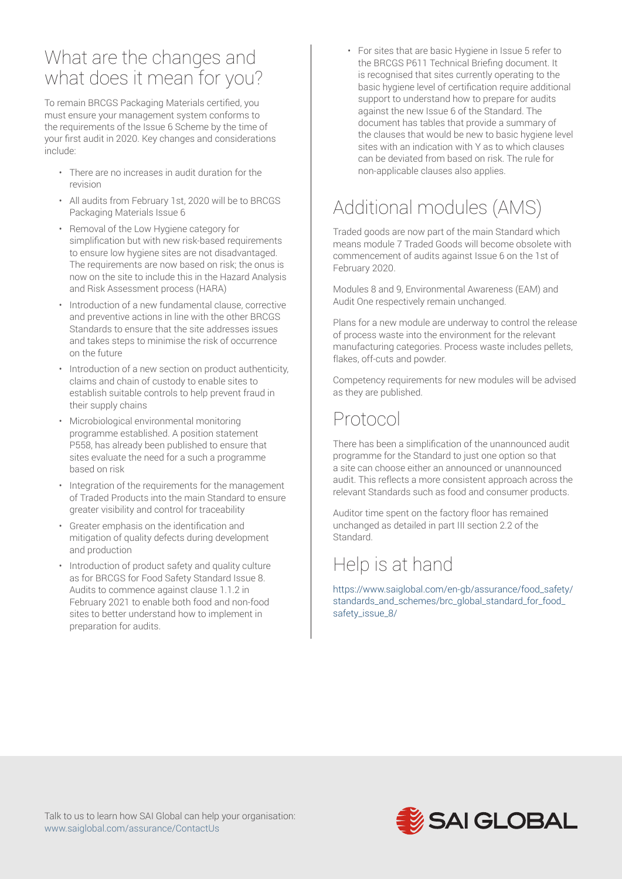## What are the changes and what does it mean for you?

To remain BRCGS Packaging Materials certified, you must ensure your management system conforms to the requirements of the Issue 6 Scheme by the time of your first audit in 2020. Key changes and considerations include:

- There are no increases in audit duration for the revision
- All audits from February 1st, 2020 will be to BRCGS Packaging Materials Issue 6
- Removal of the Low Hygiene category for simplification but with new risk-based requirements to ensure low hygiene sites are not disadvantaged. The requirements are now based on risk; the onus is now on the site to include this in the Hazard Analysis and Risk Assessment process (HARA)
- Introduction of a new fundamental clause, corrective and preventive actions in line with the other BRCGS Standards to ensure that the site addresses issues and takes steps to minimise the risk of occurrence on the future
- Introduction of a new section on product authenticity, claims and chain of custody to enable sites to establish suitable controls to help prevent fraud in their supply chains
- Microbiological environmental monitoring programme established. A position statement P558, has already been published to ensure that sites evaluate the need for a such a programme based on risk
- Integration of the requirements for the management of Traded Products into the main Standard to ensure greater visibility and control for traceability
- Greater emphasis on the identification and mitigation of quality defects during development and production
- Introduction of product safety and quality culture as for BRCGS for Food Safety Standard Issue 8. Audits to commence against clause 1.1.2 in February 2021 to enable both food and non-food sites to better understand how to implement in preparation for audits.
- For sites that are basic Hygiene in Issue 5 refer to the BRCGS P611 Technical Briefing document. It is recognised that sites currently operating to the basic hygiene level of certification require additional support to understand how to prepare for audits against the new Issue 6 of the Standard. The document has tables that provide a summary of the clauses that would be new to basic hygiene level sites with an indication with Y as to which clauses can be deviated from based on risk. The rule for non-applicable clauses also applies.

## Additional modules (AMS)

Traded goods are now part of the main Standard which means module 7 Traded Goods will become obsolete with commencement of audits against Issue 6 on the 1st of February 2020.

Modules 8 and 9, Environmental Awareness (EAM) and Audit One respectively remain unchanged.

Plans for a new module are underway to control the release of process waste into the environment for the relevant manufacturing categories. Process waste includes pellets, flakes, off-cuts and powder.

Competency requirements for new modules will be advised as they are published.

## Protocol

There has been a simplification of the unannounced audit programme for the Standard to just one option so that a site can choose either an announced or unannounced audit. This reflects a more consistent approach across the relevant Standards such as food and consumer products.

Auditor time spent on the factory floor has remained unchanged as detailed in part III section 2.2 of the Standard.

## Help is at hand

https://www.saiglobal.com/en-gb/assurance/food_safety/standards_and_schemes/brc_global_standard_for_food_safety_issue_8/

Talk to us to learn how SAI Global can help your organisation: www.saiglobal.com/assurance/ContactUs

SAI GLOBAL